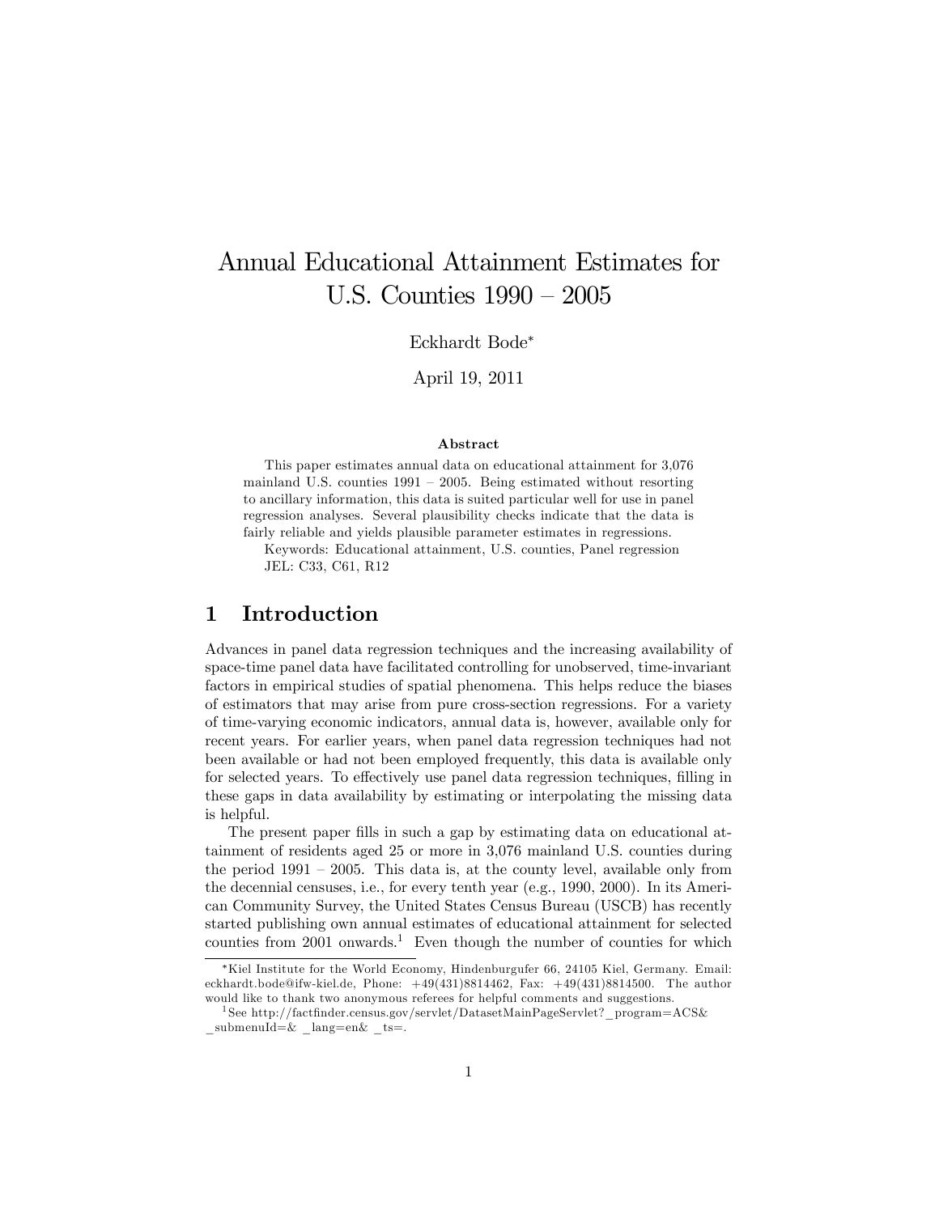# Annual Educational Attainment Estimates for U.S. Counties 1990 – 2005

Eckhardt Bode[*]

April 19, 2011

### Abstract

This paper estimates annual data on educational attainment for 3,076 mainland U.S. counties 1991 – 2005. Being estimated without resorting to ancillary information, this data is suited particular well for use in panel regression analyses. Several plausibility checks indicate that the data is fairly reliable and yields plausible parameter estimates in regressions.

Keywords: Educational attainment, U.S. counties, Panel regression

JEL: C33, C61, R12

## 1 Introduction

Advances in panel data regression techniques and the increasing availability of space-time panel data have facilitated controlling for unobserved, time-invariant factors in empirical studies of spatial phenomena. This helps reduce the biases of estimators that may arise from pure cross-section regressions. For a variety of time-varying economic indicators, annual data is, however, available only for recent years. For earlier years, when panel data regression techniques had not been available or had not been employed frequently, this data is available only for selected years. To effectively use panel data regression techniques, filling in these gaps in data availability by estimating or interpolating the missing data is helpful.

The present paper fills in such a gap by estimating data on educational attainment of residents aged 25 or more in 3,076 mainland U.S. counties during the period 1991 – 2005. This data is, at the county level, available only from the decennial censuses, i.e., for every tenth year (e.g., 1990, 2000). In its American Community Survey, the United States Census Bureau (USCB) has recently started publishing own annual estimates of educational attainment for selected counties from 2001 onwards.[1] Even though the number of counties for which

---

[*] Kiel Institute for the World Economy, Hindenburgufer 66, 24105 Kiel, Germany. Email: eckhardt.bode@ifw-kiel.de, Phone: +49(431)8814462, Fax: +49(431)8814500. The author would like to thank two anonymous referees for helpful comments and suggestions.

[1] See http://factfinder.census.gov/servlet/DatasetMainPageServlet?_program=ACS&_submenuId=&_lang=en&_ts=.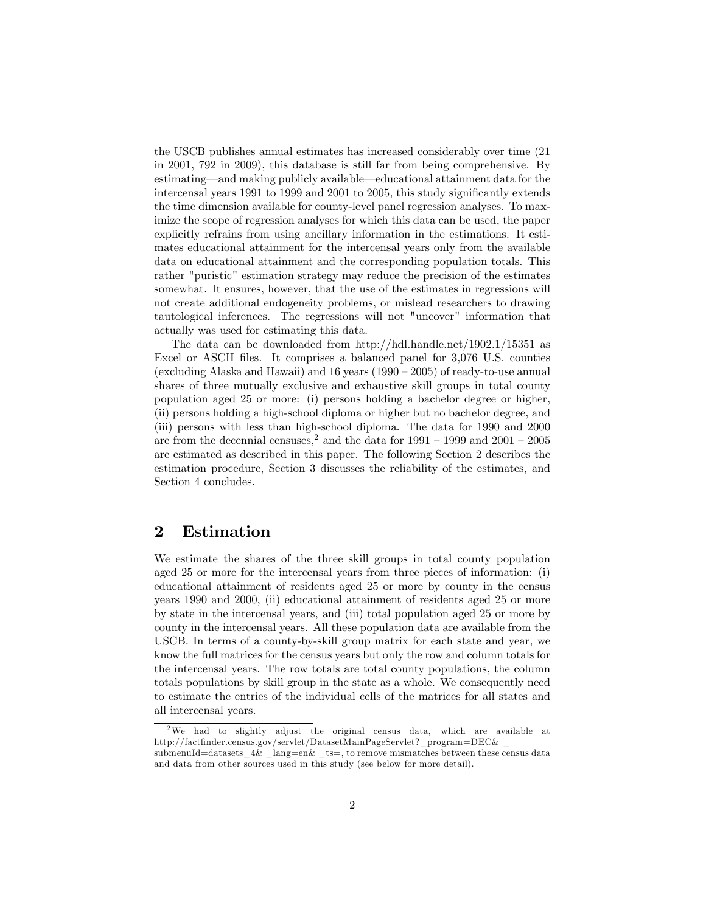the USCB publishes annual estimates has increased considerably over time (21 in 2001, 792 in 2009), this database is still far from being comprehensive. By estimating—and making publicly available—educational attainment data for the intercensal years 1991 to 1999 and 2001 to 2005, this study significantly extends the time dimension available for county-level panel regression analyses. To maximize the scope of regression analyses for which this data can be used, the paper explicitly refrains from using ancillary information in the estimations. It estimates educational attainment for the intercensal years only from the available data on educational attainment and the corresponding population totals. This rather "puristic" estimation strategy may reduce the precision of the estimates somewhat. It ensures, however, that the use of the estimates in regressions will not create additional endogeneity problems, or mislead researchers to drawing tautological inferences. The regressions will not "uncover" information that actually was used for estimating this data.

The data can be downloaded from http://hdl.handle.net/1902.1/15351 as Excel or ASCII files. It comprises a balanced panel for 3,076 U.S. counties (excluding Alaska and Hawaii) and 16 years (1990 – 2005) of ready-to-use annual shares of three mutually exclusive and exhaustive skill groups in total county population aged 25 or more: (i) persons holding a bachelor degree or higher, (ii) persons holding a high-school diploma or higher but no bachelor degree, and (iii) persons with less than high-school diploma. The data for 1990 and 2000 are from the decennial censuses,[2] and the data for 1991 – 1999 and 2001 – 2005 are estimated as described in this paper. The following Section 2 describes the estimation procedure, Section 3 discusses the reliability of the estimates, and Section 4 concludes.

## 2 Estimation

We estimate the shares of the three skill groups in total county population aged 25 or more for the intercensal years from three pieces of information: (i) educational attainment of residents aged 25 or more by county in the census years 1990 and 2000, (ii) educational attainment of residents aged 25 or more by state in the intercensal years, and (iii) total population aged 25 or more by county in the intercensal years. All these population data are available from the USCB. In terms of a county-by-skill group matrix for each state and year, we know the full matrices for the census years but only the row and column totals for the intercensal years. The row totals are total county populations, the column totals populations by skill group in the state as a whole. We consequently need to estimate the entries of the individual cells of the matrices for all states and all intercensal years.

[2] We had to slightly adjust the original census data, which are available at http://factfinder.census.gov/servlet/DatasetMainPageServlet?_program=DEC&_submenuId=datasets_4&_lang=en&_ts=, to remove mismatches between these census data and data from other sources used in this study (see below for more detail).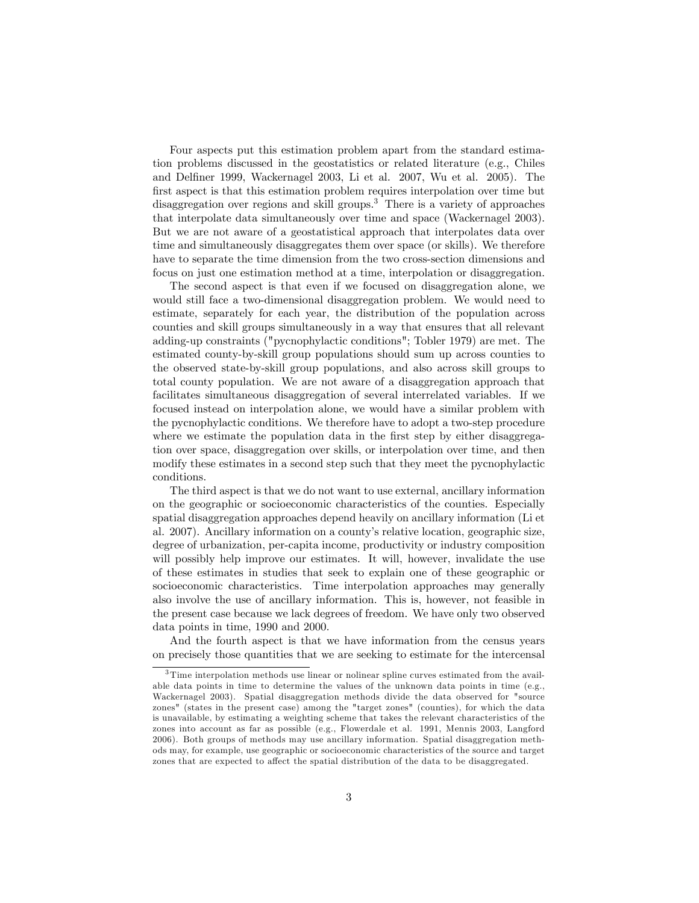Four aspects put this estimation problem apart from the standard estimation problems discussed in the geostatistics or related literature (e.g., Chiles and Delfiner 1999, Wackernagel 2003, Li et al. 2007, Wu et al. 2005). The first aspect is that this estimation problem requires interpolation over time but disaggregation over regions and skill groups.[3] There is a variety of approaches that interpolate data simultaneously over time and space (Wackernagel 2003). But we are not aware of a geostatistical approach that interpolates data over time and simultaneously disaggregates them over space (or skills). We therefore have to separate the time dimension from the two cross-section dimensions and focus on just one estimation method at a time, interpolation or disaggregation.

The second aspect is that even if we focused on disaggregation alone, we would still face a two-dimensional disaggregation problem. We would need to estimate, separately for each year, the distribution of the population across counties and skill groups simultaneously in a way that ensures that all relevant adding-up constraints ("pycnophylactic conditions"; Tobler 1979) are met. The estimated county-by-skill group populations should sum up across counties to the observed state-by-skill group populations, and also across skill groups to total county population. We are not aware of a disaggregation approach that facilitates simultaneous disaggregation of several interrelated variables. If we focused instead on interpolation alone, we would have a similar problem with the pycnophylactic conditions. We therefore have to adopt a two-step procedure where we estimate the population data in the first step by either disaggregation over space, disaggregation over skills, or interpolation over time, and then modify these estimates in a second step such that they meet the pycnophylactic conditions.

The third aspect is that we do not want to use external, ancillary information on the geographic or socioeconomic characteristics of the counties. Especially spatial disaggregation approaches depend heavily on ancillary information (Li et al. 2007). Ancillary information on a county's relative location, geographic size, degree of urbanization, per-capita income, productivity or industry composition will possibly help improve our estimates. It will, however, invalidate the use of these estimates in studies that seek to explain one of these geographic or socioeconomic characteristics. Time interpolation approaches may generally also involve the use of ancillary information. This is, however, not feasible in the present case because we lack degrees of freedom. We have only two observed data points in time, 1990 and 2000.

And the fourth aspect is that we have information from the census years on precisely those quantities that we are seeking to estimate for the intercensal

[3] Time interpolation methods use linear or nolinear spline curves estimated from the available data points in time to determine the values of the unknown data points in time (e.g., Wackernagel 2003). Spatial disaggregation methods divide the data observed for "source zones" (states in the present case) among the "target zones" (counties), for which the data is unavailable, by estimating a weighting scheme that takes the relevant characteristics of the zones into account as far as possible (e.g., Flowerdale et al. 1991, Mennis 2003, Langford 2006). Both groups of methods may use ancillary information. Spatial disaggregation methods may, for example, use geographic or socioeconomic characteristics of the source and target zones that are expected to affect the spatial distribution of the data to be disaggregated.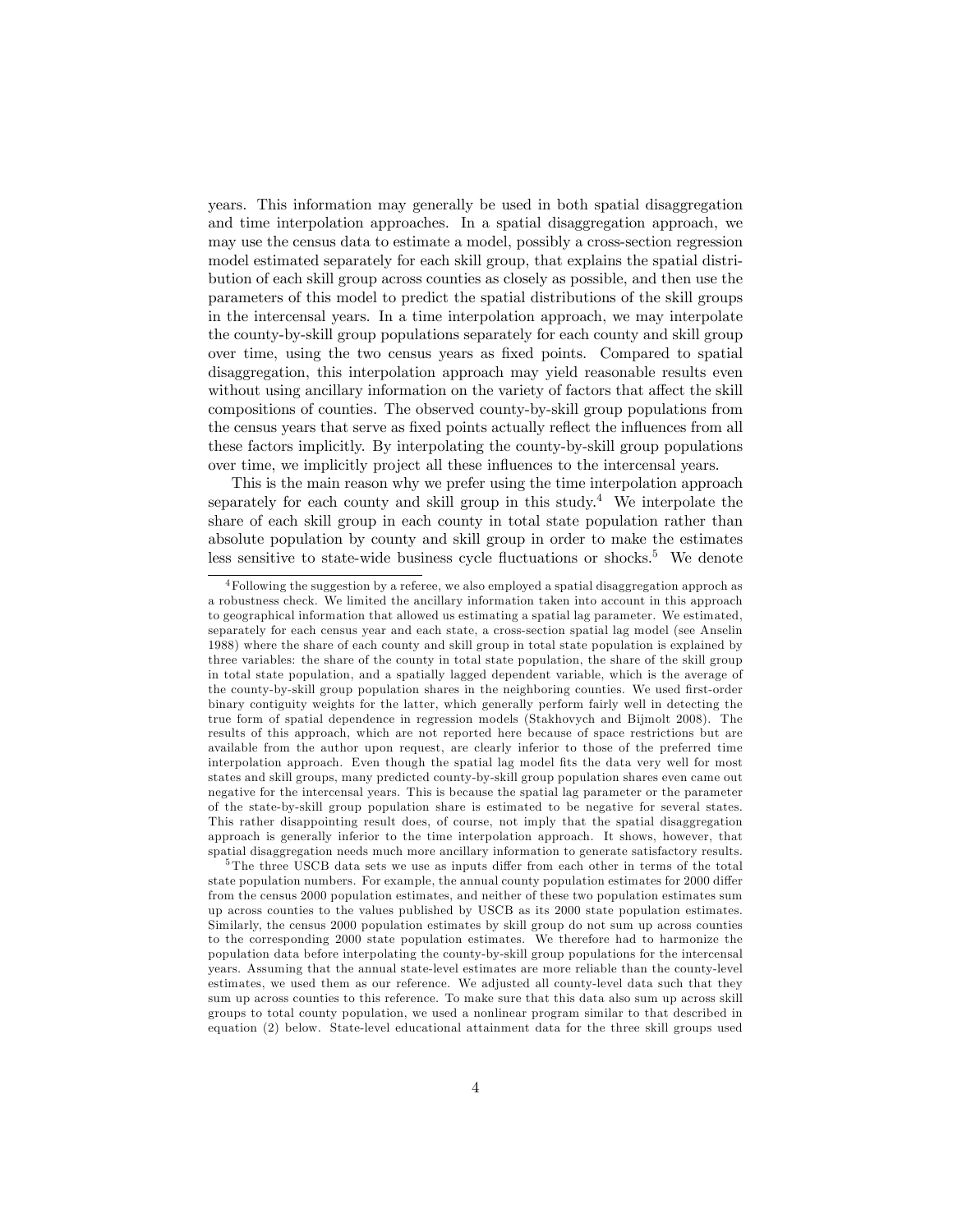years. This information may generally be used in both spatial disaggregation and time interpolation approaches. In a spatial disaggregation approach, we may use the census data to estimate a model, possibly a cross-section regression model estimated separately for each skill group, that explains the spatial distribution of each skill group across counties as closely as possible, and then use the parameters of this model to predict the spatial distributions of the skill groups in the intercensal years. In a time interpolation approach, we may interpolate the county-by-skill group populations separately for each county and skill group over time, using the two census years as fixed points. Compared to spatial disaggregation, this interpolation approach may yield reasonable results even without using ancillary information on the variety of factors that affect the skill compositions of counties. The observed county-by-skill group populations from the census years that serve as fixed points actually reflect the influences from all these factors implicitly. By interpolating the county-by-skill group populations over time, we implicitly project all these influences to the intercensal years.

This is the main reason why we prefer using the time interpolation approach separately for each county and skill group in this study.[4] We interpolate the share of each skill group in each county in total state population rather than absolute population by county and skill group in order to make the estimates less sensitive to state-wide business cycle fluctuations or shocks.[5] We denote

---

[4] Following the suggestion by a referee, we also employed a spatial disaggregation approch as a robustness check. We limited the ancillary information taken into account in this approach to geographical information that allowed us estimating a spatial lag parameter. We estimated, separately for each census year and each state, a cross-section spatial lag model (see Anselin 1988) where the share of each county and skill group in total state population is explained by three variables: the share of the county in total state population, the share of the skill group in total state population, and a spatially lagged dependent variable, which is the average of the county-by-skill group population shares in the neighboring counties. We used first-order binary contiguity weights for the latter, which generally perform fairly well in detecting the true form of spatial dependence in regression models (Stakhovych and Bijmolt 2008). The results of this approach, which are not reported here because of space restrictions but are available from the author upon request, are clearly inferior to those of the preferred time interpolation approach. Even though the spatial lag model fits the data very well for most states and skill groups, many predicted county-by-skill group population shares even came out negative for the intercensal years. This is because the spatial lag parameter or the parameter of the state-by-skill group population share is estimated to be negative for several states. This rather disappointing result does, of course, not imply that the spatial disaggregation approach is generally inferior to the time interpolation approach. It shows, however, that spatial disaggregation needs much more ancillary information to generate satisfactory results.

[5] The three USCB data sets we use as inputs differ from each other in terms of the total state population numbers. For example, the annual county population estimates for 2000 differ from the census 2000 population estimates, and neither of these two population estimates sum up across counties to the values published by USCB as its 2000 state population estimates. Similarly, the census 2000 population estimates by skill group do not sum up across counties to the corresponding 2000 state population estimates. We therefore had to harmonize the population data before interpolating the county-by-skill group populations for the intercensal years. Assuming that the annual state-level estimates are more reliable than the county-level estimates, we used them as our reference. We adjusted all county-level data such that they sum up across counties to this reference. To make sure that this data also sum up across skill groups to total county population, we used a nonlinear program similar to that described in equation (2) below. State-level educational attainment data for the three skill groups used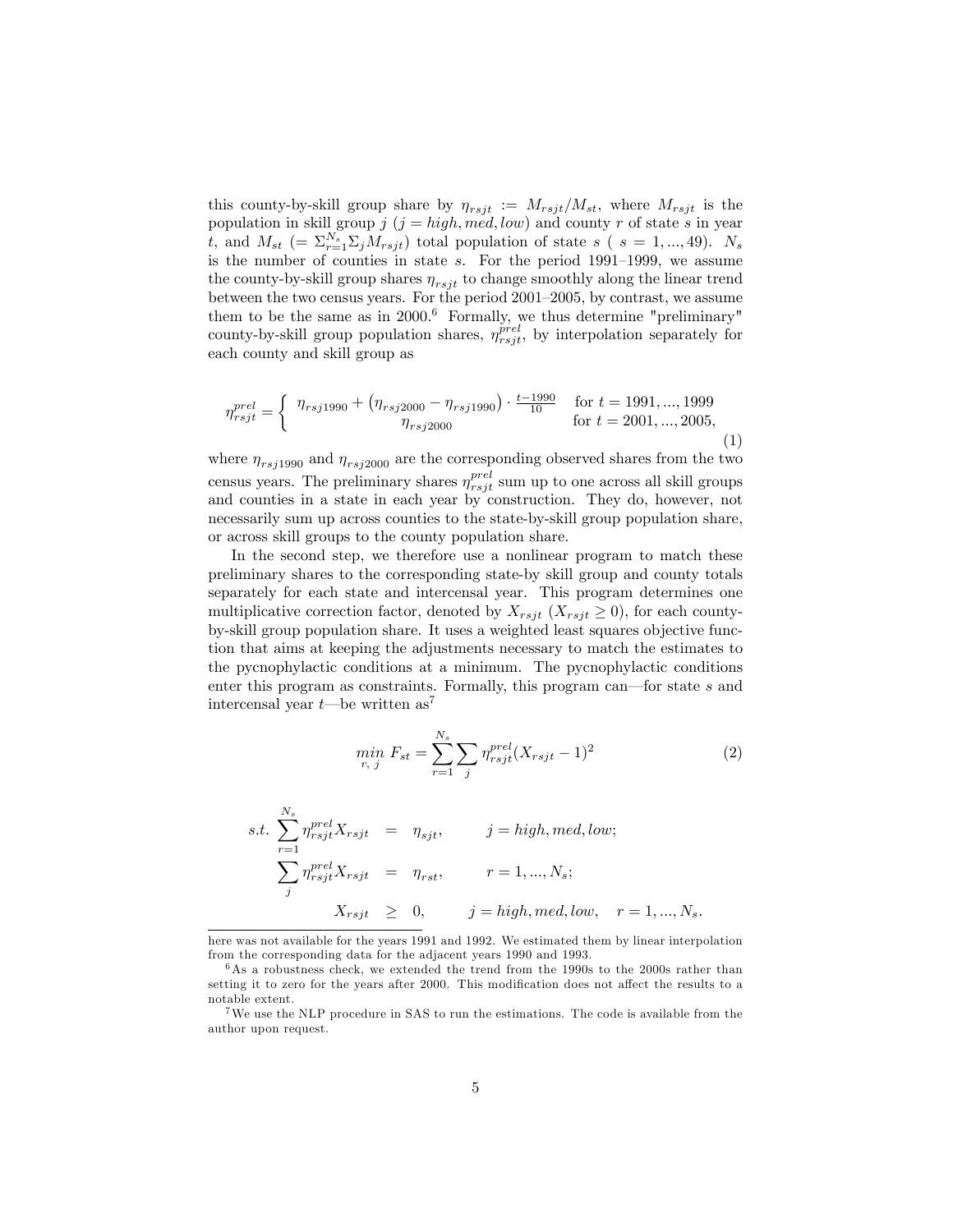this county-by-skill group share by $\eta_{rsjt} := M_{rsjt}/M_{st}$, where $M_{rsjt}$ is the population in skill group $j$ ($j = high, med, low$) and county $r$ of state $s$ in year $t$, and $M_{st}$ ($= \Sigma_{r=1}^{N_s}\Sigma_j M_{rsjt}$) total population of state $s$ ( $s = 1, ..., 49$). $N_s$ is the number of counties in state $s$. For the period 1991–1999, we assume the county-by-skill group shares $\eta_{rsjt}$ to change smoothly along the linear trend between the two census years. For the period 2001–2005, by contrast, we assume them to be the same as in 2000.[6] Formally, we thus determine "preliminary" county-by-skill group population shares, $\eta_{rsjt}^{prel}$, by interpolation separately for each county and skill group as

$$\eta_{rsjt}^{prel} = \begin{cases} \eta_{rsj1990} + \left(\eta_{rsj2000} - \eta_{rsj1990}\right) \cdot \frac{t-1990}{10} & \text{for } t = 1991, ..., 1999 \\ \eta_{rsj2000} & \text{for } t = 2001, ..., 2005, \end{cases} \tag{1}$$

where $\eta_{rsj1990}$ and $\eta_{rsj2000}$ are the corresponding observed shares from the two census years. The preliminary shares $\eta_{rsjt}^{prel}$ sum up to one across all skill groups and counties in a state in each year by construction. They do, however, not necessarily sum up across counties to the state-by-skill group population share, or across skill groups to the county population share.

In the second step, we therefore use a nonlinear program to match these preliminary shares to the corresponding state-by skill group and county totals separately for each state and intercensal year. This program determines one multiplicative correction factor, denoted by $X_{rsjt}$ ($X_{rsjt} \geq 0$), for each county-by-skill group population share. It uses a weighted least squares objective function that aims at keeping the adjustments necessary to match the estimates to the pycnophylactic conditions at a minimum. The pycnophylactic conditions enter this program as constraints. Formally, this program can—for state $s$ and intercensal year $t$—be written as[7]

$$\min_{r,\, j} F_{st} = \sum_{r=1}^{N_s} \sum_j \eta_{rsjt}^{prel} (X_{rsjt} - 1)^2 \tag{2}$$

$$\begin{aligned} s.t. \sum_{r=1}^{N_s} \eta_{rsjt}^{prel} X_{rsjt} &= \eta_{sjt}, \qquad j = high, med, low; \\ \sum_j \eta_{rsjt}^{prel} X_{rsjt} &= \eta_{rst}, \qquad r = 1, ..., N_s; \\ X_{rsjt} &\geq 0, \qquad j = high, med, low, \quad r = 1, ..., N_s. \end{aligned}$$

---

here was not available for the years 1991 and 1992. We estimated them by linear interpolation from the corresponding data for the adjacent years 1990 and 1993.

[6] As a robustness check, we extended the trend from the 1990s to the 2000s rather than setting it to zero for the years after 2000. This modification does not affect the results to a notable extent.

[7] We use the NLP procedure in SAS to run the estimations. The code is available from the author upon request.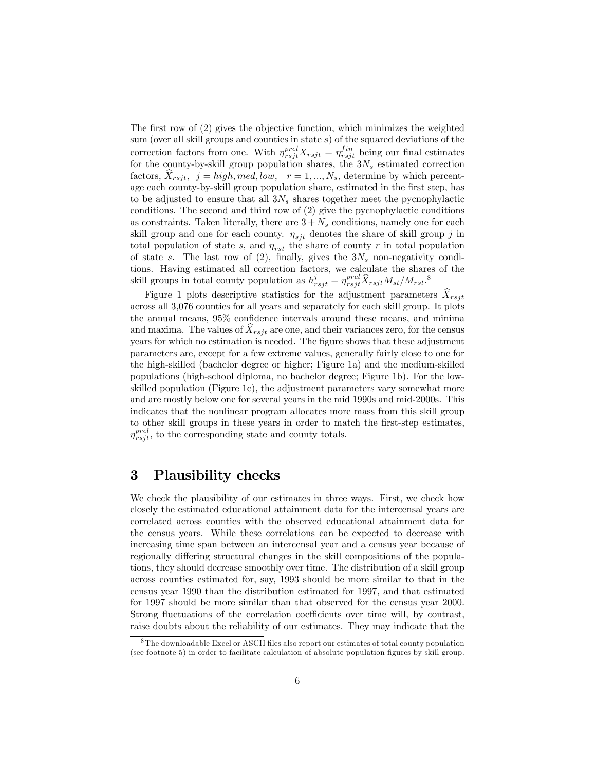The first row of (2) gives the objective function, which minimizes the weighted sum (over all skill groups and counties in state $s$) of the squared deviations of the correction factors from one. With $\eta^{prel}_{rsjt} X_{rsjt} = \eta^{fin}_{rsjt}$ being our final estimates for the county-by-skill group population shares, the $3N_s$ estimated correction factors, $\widehat{X}_{rsjt}$, $j = high, med, low$, $r = 1, ..., N_s$, determine by which percentage each county-by-skill group population share, estimated in the first step, has to be adjusted to ensure that all $3N_s$ shares together meet the pycnophylactic conditions. The second and third row of (2) give the pycnophylactic conditions as constraints. Taken literally, there are $3 + N_s$ conditions, namely one for each skill group and one for each county. $\eta_{sjt}$ denotes the share of skill group $j$ in total population of state $s$, and $\eta_{rst}$ the share of county $r$ in total population of state $s$. The last row of (2), finally, gives the $3N_s$ non-negativity conditions. Having estimated all correction factors, we calculate the shares of the skill groups in total county population as $h^j_{rsjt} = \eta^{prel}_{rsjt} \widehat{X}_{rsjt} M_{st}/M_{rst}$.[8]

Figure 1 plots descriptive statistics for the adjustment parameters $\widehat{X}_{rsjt}$ across all 3,076 counties for all years and separately for each skill group. It plots the annual means, 95% confidence intervals around these means, and minima and maxima. The values of $\widehat{X}_{rsjt}$ are one, and their variances zero, for the census years for which no estimation is needed. The figure shows that these adjustment parameters are, except for a few extreme values, generally fairly close to one for the high-skilled (bachelor degree or higher; Figure 1a) and the medium-skilled populations (high-school diploma, no bachelor degree; Figure 1b). For the low-skilled population (Figure 1c), the adjustment parameters vary somewhat more and are mostly below one for several years in the mid 1990s and mid-2000s. This indicates that the nonlinear program allocates more mass from this skill group to other skill groups in these years in order to match the first-step estimates, $\eta^{prel}_{rsjt}$, to the corresponding state and county totals.

## 3 Plausibility checks

We check the plausibility of our estimates in three ways. First, we check how closely the estimated educational attainment data for the intercensal years are correlated across counties with the observed educational attainment data for the census years. While these correlations can be expected to decrease with increasing time span between an intercensal year and a census year because of regionally differing structural changes in the skill compositions of the populations, they should decrease smoothly over time. The distribution of a skill group across counties estimated for, say, 1993 should be more similar to that in the census year 1990 than the distribution estimated for 1997, and that estimated for 1997 should be more similar than that observed for the census year 2000. Strong fluctuations of the correlation coefficients over time will, by contrast, raise doubts about the reliability of our estimates. They may indicate that the

[8] The downloadable Excel or ASCII files also report our estimates of total county population (see footnote 5) in order to facilitate calculation of absolute population figures by skill group.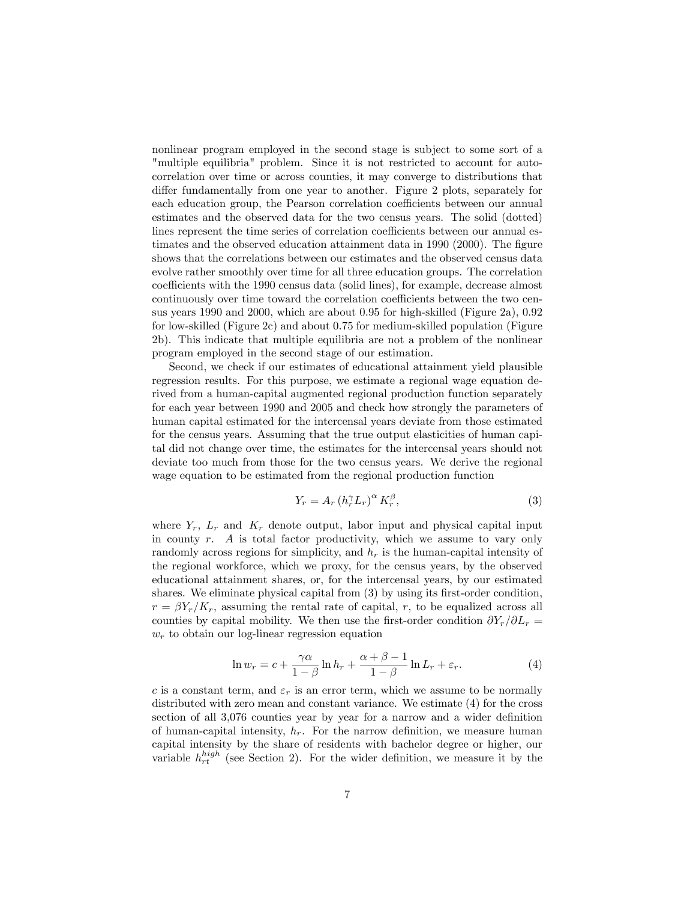nonlinear program employed in the second stage is subject to some sort of a "multiple equilibria" problem. Since it is not restricted to account for autocorrelation over time or across counties, it may converge to distributions that differ fundamentally from one year to another. Figure 2 plots, separately for each education group, the Pearson correlation coefficients between our annual estimates and the observed data for the two census years. The solid (dotted) lines represent the time series of correlation coefficients between our annual estimates and the observed education attainment data in 1990 (2000). The figure shows that the correlations between our estimates and the observed census data evolve rather smoothly over time for all three education groups. The correlation coefficients with the 1990 census data (solid lines), for example, decrease almost continuously over time toward the correlation coefficients between the two census years 1990 and 2000, which are about 0.95 for high-skilled (Figure 2a), 0.92 for low-skilled (Figure 2c) and about 0.75 for medium-skilled population (Figure 2b). This indicate that multiple equilibria are not a problem of the nonlinear program employed in the second stage of our estimation.

Second, we check if our estimates of educational attainment yield plausible regression results. For this purpose, we estimate a regional wage equation derived from a human-capital augmented regional production function separately for each year between 1990 and 2005 and check how strongly the parameters of human capital estimated for the intercensal years deviate from those estimated for the census years. Assuming that the true output elasticities of human capital did not change over time, the estimates for the intercensal years should not deviate too much from those for the two census years. We derive the regional wage equation to be estimated from the regional production function

$$Y_r = A_r \left(h_r^{\gamma} L_r\right)^{\alpha} K_r^{\beta}, \tag{3}$$

where $Y_r$, $L_r$ and $K_r$ denote output, labor input and physical capital input in county $r$. $A$ is total factor productivity, which we assume to vary only randomly across regions for simplicity, and $h_r$ is the human-capital intensity of the regional workforce, which we proxy, for the census years, by the observed educational attainment shares, or, for the intercensal years, by our estimated shares. We eliminate physical capital from (3) by using its first-order condition, $r = \beta Y_r / K_r$, assuming the rental rate of capital, $r$, to be equalized across all counties by capital mobility. We then use the first-order condition $\partial Y_r / \partial L_r = w_r$ to obtain our log-linear regression equation

$$\ln w_r = c + \frac{\gamma\alpha}{1-\beta} \ln h_r + \frac{\alpha + \beta - 1}{1-\beta} \ln L_r + \varepsilon_r. \tag{4}$$

$c$ is a constant term, and $\varepsilon_r$ is an error term, which we assume to be normally distributed with zero mean and constant variance. We estimate (4) for the cross section of all 3,076 counties year by year for a narrow and a wider definition of human-capital intensity, $h_r$. For the narrow definition, we measure human capital intensity by the share of residents with bachelor degree or higher, our variable $h_{rt}^{high}$ (see Section 2). For the wider definition, we measure it by the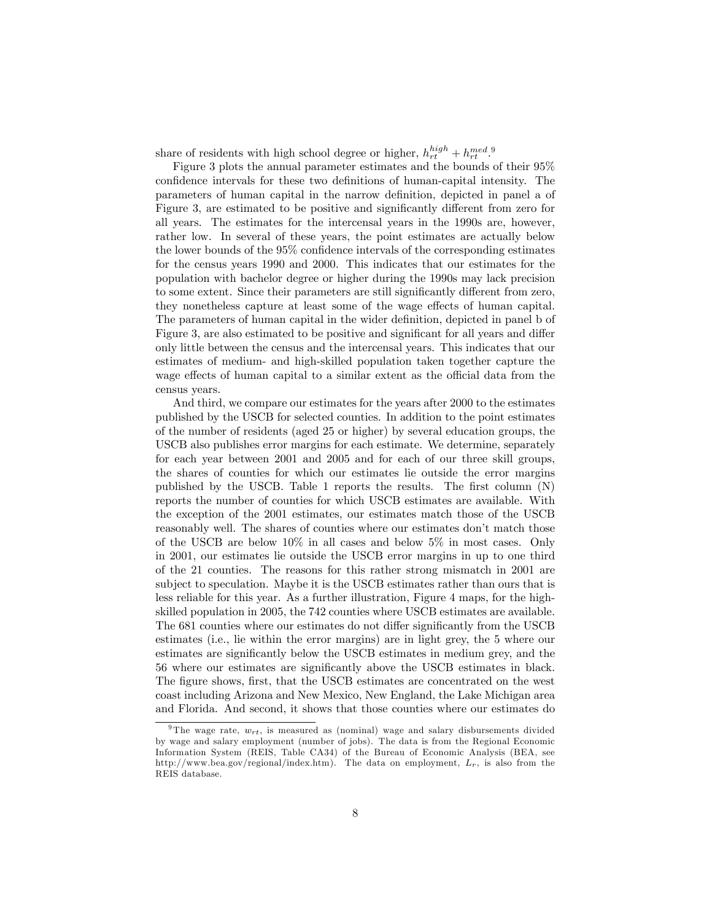share of residents with high school degree or higher, $h_{rt}^{high} + h_{rt}^{med}$.[9]

Figure 3 plots the annual parameter estimates and the bounds of their 95% confidence intervals for these two definitions of human-capital intensity. The parameters of human capital in the narrow definition, depicted in panel a of Figure 3, are estimated to be positive and significantly different from zero for all years. The estimates for the intercensal years in the 1990s are, however, rather low. In several of these years, the point estimates are actually below the lower bounds of the 95% confidence intervals of the corresponding estimates for the census years 1990 and 2000. This indicates that our estimates for the population with bachelor degree or higher during the 1990s may lack precision to some extent. Since their parameters are still significantly different from zero, they nonetheless capture at least some of the wage effects of human capital. The parameters of human capital in the wider definition, depicted in panel b of Figure 3, are also estimated to be positive and significant for all years and differ only little between the census and the intercensal years. This indicates that our estimates of medium- and high-skilled population taken together capture the wage effects of human capital to a similar extent as the official data from the census years.

And third, we compare our estimates for the years after 2000 to the estimates published by the USCB for selected counties. In addition to the point estimates of the number of residents (aged 25 or higher) by several education groups, the USCB also publishes error margins for each estimate. We determine, separately for each year between 2001 and 2005 and for each of our three skill groups, the shares of counties for which our estimates lie outside the error margins published by the USCB. Table 1 reports the results. The first column (N) reports the number of counties for which USCB estimates are available. With the exception of the 2001 estimates, our estimates match those of the USCB reasonably well. The shares of counties where our estimates don't match those of the USCB are below 10% in all cases and below 5% in most cases. Only in 2001, our estimates lie outside the USCB error margins in up to one third of the 21 counties. The reasons for this rather strong mismatch in 2001 are subject to speculation. Maybe it is the USCB estimates rather than ours that is less reliable for this year. As a further illustration, Figure 4 maps, for the high-skilled population in 2005, the 742 counties where USCB estimates are available. The 681 counties where our estimates do not differ significantly from the USCB estimates (i.e., lie within the error margins) are in light grey, the 5 where our estimates are significantly below the USCB estimates in medium grey, and the 56 where our estimates are significantly above the USCB estimates in black. The figure shows, first, that the USCB estimates are concentrated on the west coast including Arizona and New Mexico, New England, the Lake Michigan area and Florida. And second, it shows that those counties where our estimates do

[9] The wage rate, $w_{rt}$, is measured as (nominal) wage and salary disbursements divided by wage and salary employment (number of jobs). The data is from the Regional Economic Information System (REIS, Table CA34) of the Bureau of Economic Analysis (BEA, see http://www.bea.gov/regional/index.htm). The data on employment, $L_r$, is also from the REIS database.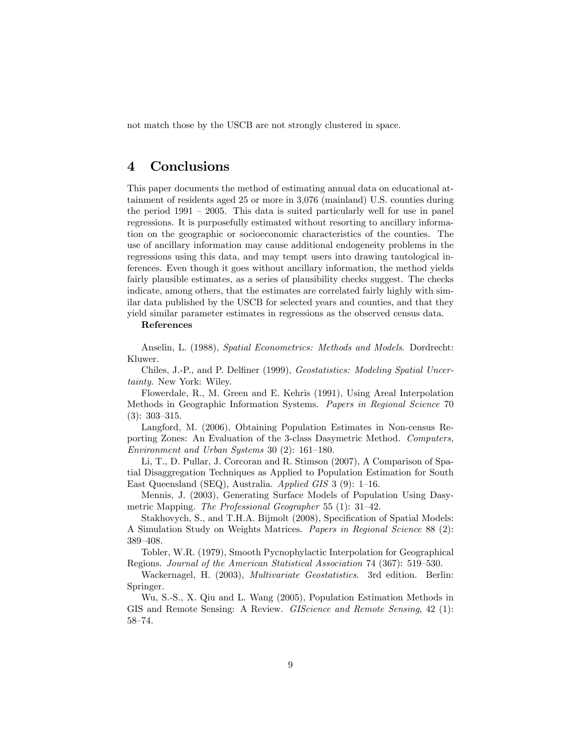not match those by the USCB are not strongly clustered in space.

## 4 Conclusions

This paper documents the method of estimating annual data on educational attainment of residents aged 25 or more in 3,076 (mainland) U.S. counties during the period 1991 – 2005. This data is suited particularly well for use in panel regressions. It is purposefully estimated without resorting to ancillary information on the geographic or socioeconomic characteristics of the counties. The use of ancillary information may cause additional endogeneity problems in the regressions using this data, and may tempt users into drawing tautological inferences. Even though it goes without ancillary information, the method yields fairly plausible estimates, as a series of plausibility checks suggest. The checks indicate, among others, that the estimates are correlated fairly highly with similar data published by the USCB for selected years and counties, and that they yield similar parameter estimates in regressions as the observed census data.

**References**

Anselin, L. (1988), *Spatial Econometrics: Methods and Models*. Dordrecht: Kluwer.

Chiles, J.-P., and P. Delfiner (1999), *Geostatistics: Modeling Spatial Uncertainty*. New York: Wiley.

Flowerdale, R., M. Green and E. Kehris (1991), Using Areal Interpolation Methods in Geographic Information Systems. *Papers in Regional Science* 70 (3): 303–315.

Langford, M. (2006), Obtaining Population Estimates in Non-census Reporting Zones: An Evaluation of the 3-class Dasymetric Method. *Computers, Environment and Urban Systems* 30 (2): 161–180.

Li, T., D. Pullar, J. Corcoran and R. Stimson (2007), A Comparison of Spatial Disaggregation Techniques as Applied to Population Estimation for South East Queensland (SEQ), Australia. *Applied GIS* 3 (9): 1–16.

Mennis, J. (2003), Generating Surface Models of Population Using Dasymetric Mapping. *The Professional Geographer* 55 (1): 31–42.

Stakhovych, S., and T.H.A. Bijmolt (2008), Specification of Spatial Models: A Simulation Study on Weights Matrices. *Papers in Regional Science* 88 (2): 389–408.

Tobler, W.R. (1979), Smooth Pycnophylactic Interpolation for Geographical Regions. *Journal of the American Statistical Association* 74 (367): 519–530.

Wackernagel, H. (2003), *Multivariate Geostatistics*. 3rd edition. Berlin: Springer.

Wu, S.-S., X. Qiu and L. Wang (2005), Population Estimation Methods in GIS and Remote Sensing: A Review. *GIScience and Remote Sensing*, 42 (1): 58–74.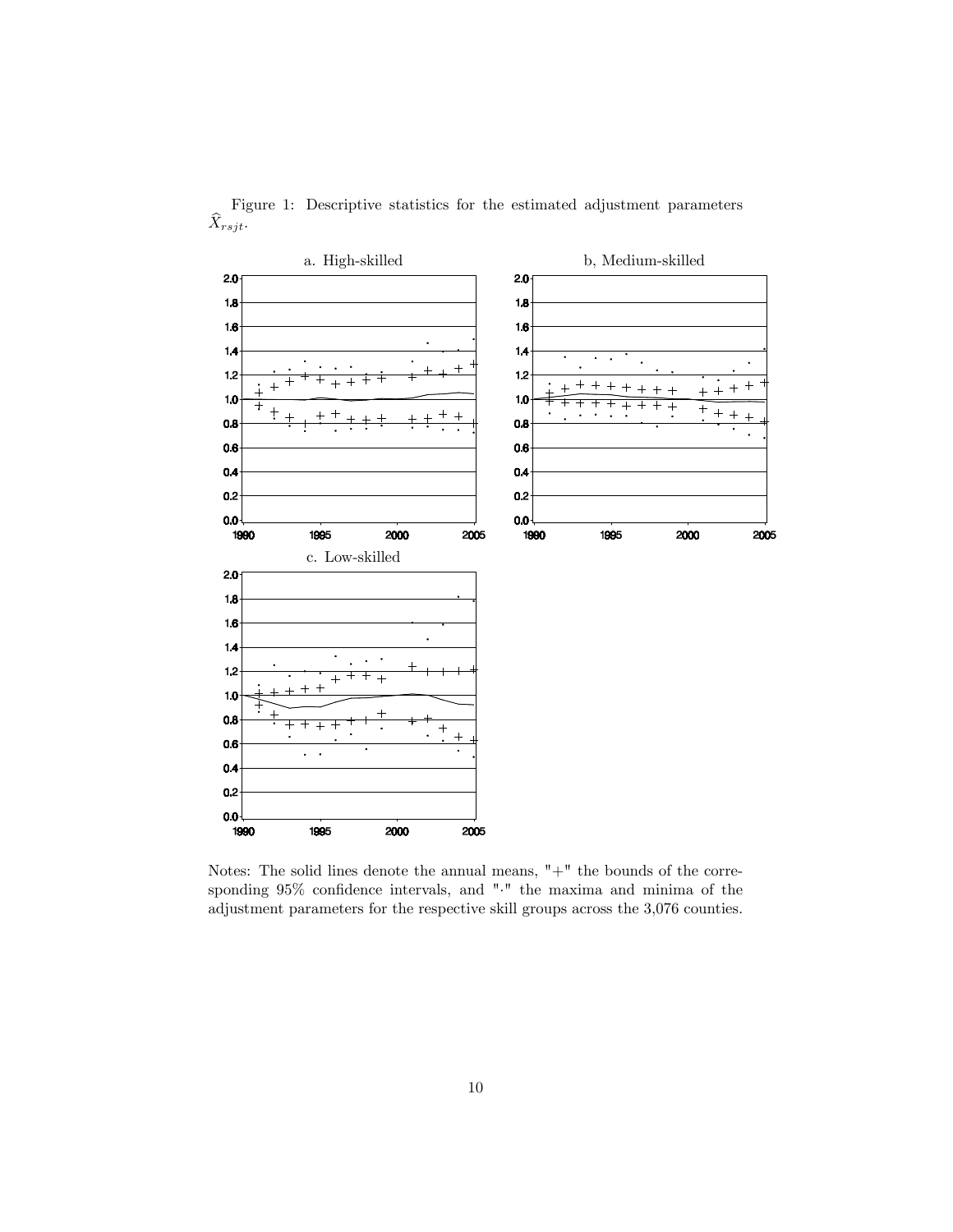Figure 1: Descriptive statistics for the estimated adjustment parameters $\widehat{X}_{rsjt}$.

Notes: The solid lines denote the annual means, "+" the bounds of the corresponding 95% confidence intervals, and "·" the maxima and minima of the adjustment parameters for the respective skill groups across the 3,076 counties.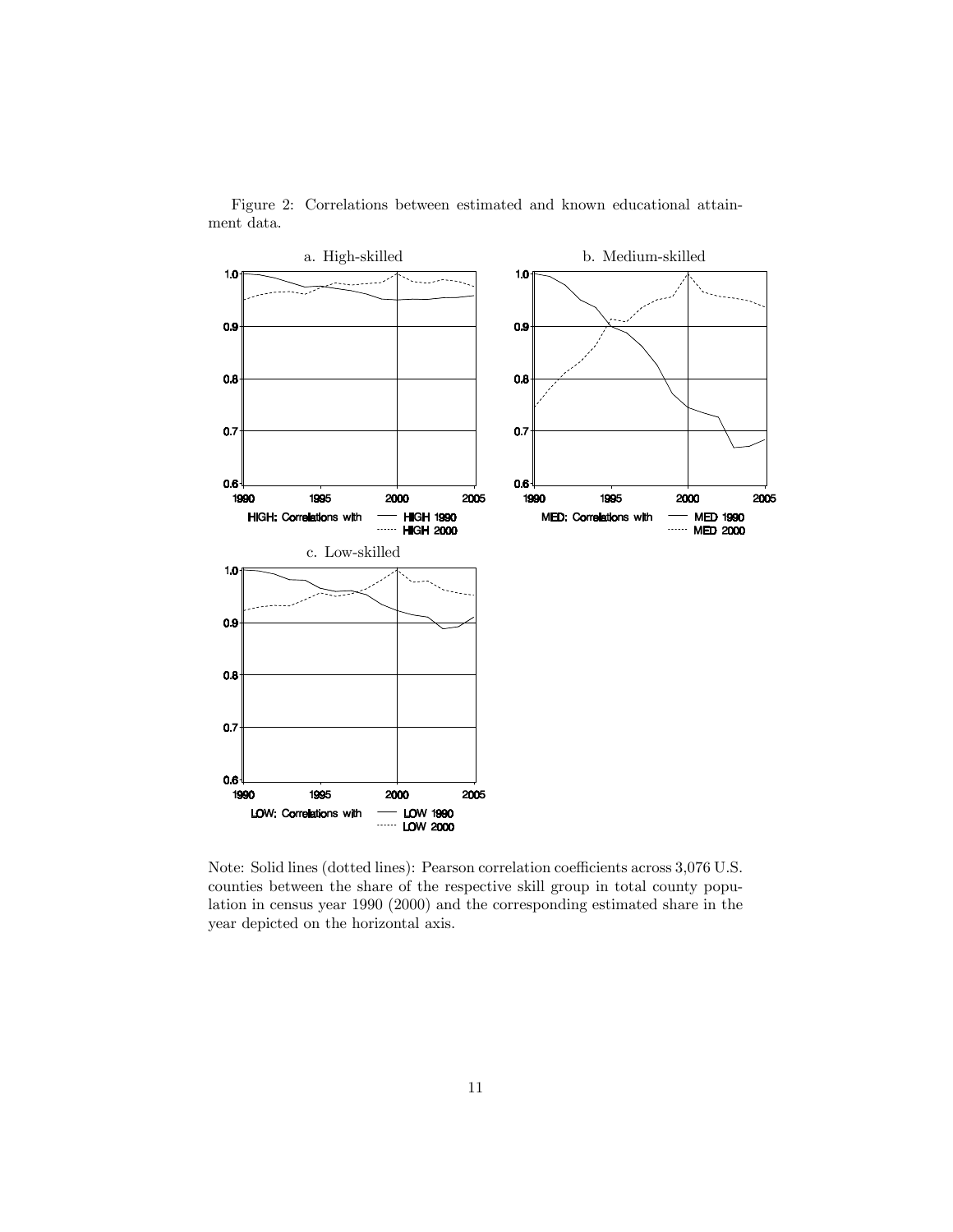Figure 2: Correlations between estimated and known educational attainment data.

Note: Solid lines (dotted lines): Pearson correlation coefficients across 3,076 U.S. counties between the share of the respective skill group in total county population in census year 1990 (2000) and the corresponding estimated share in the year depicted on the horizontal axis.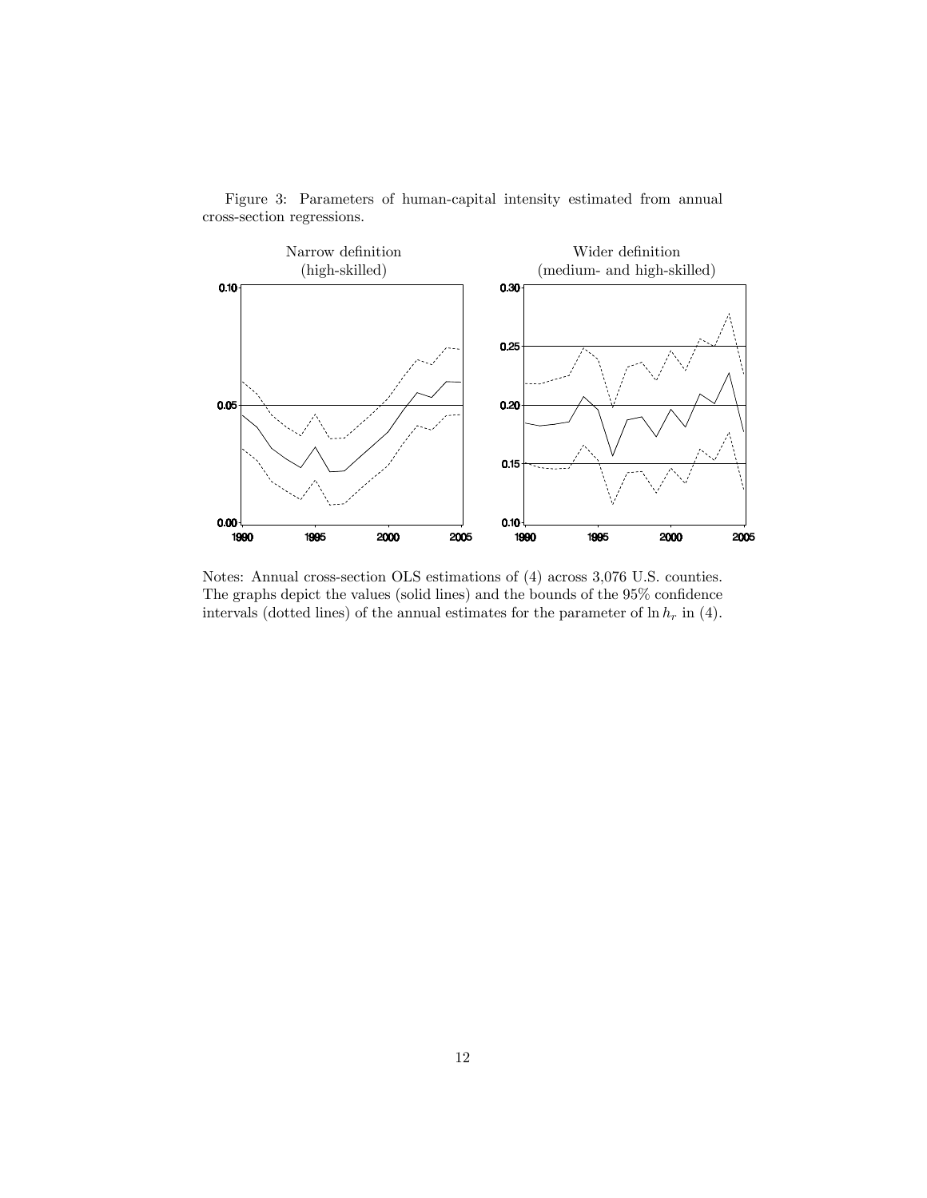Figure 3: Parameters of human-capital intensity estimated from annual cross-section regressions.

Notes: Annual cross-section OLS estimations of (4) across 3,076 U.S. counties. The graphs depict the values (solid lines) and the bounds of the 95% confidence intervals (dotted lines) of the annual estimates for the parameter of $\ln h_r$ in (4).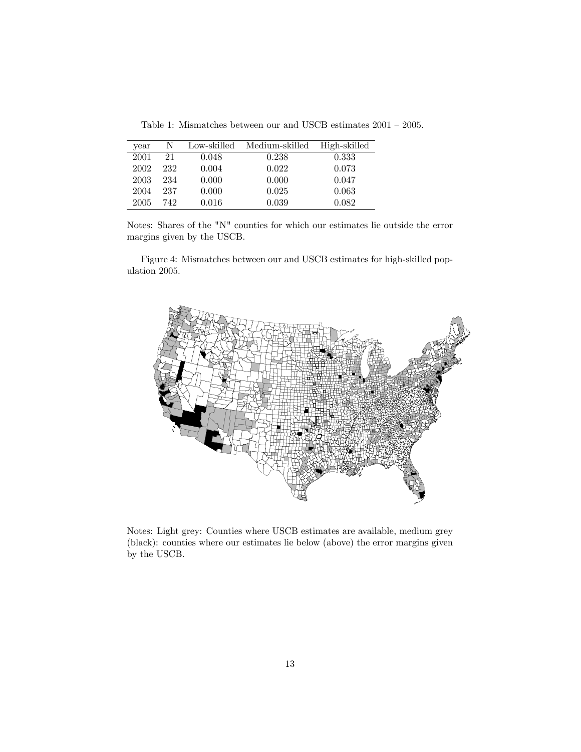Table 1: Mismatches between our and USCB estimates 2001 – 2005.

| year | N | Low-skilled | Medium-skilled | High-skilled |
|---|---|---|---|---|
| 2001 | 21 | 0.048 | 0.238 | 0.333 |
| 2002 | 232 | 0.004 | 0.022 | 0.073 |
| 2003 | 234 | 0.000 | 0.000 | 0.047 |
| 2004 | 237 | 0.000 | 0.025 | 0.063 |
| 2005 | 742 | 0.016 | 0.039 | 0.082 |

Notes: Shares of the "N" counties for which our estimates lie outside the error margins given by the USCB.

Figure 4: Mismatches between our and USCB estimates for high-skilled population 2005.

Notes: Light grey: Counties where USCB estimates are available, medium grey (black): counties where our estimates lie below (above) the error margins given by the USCB.